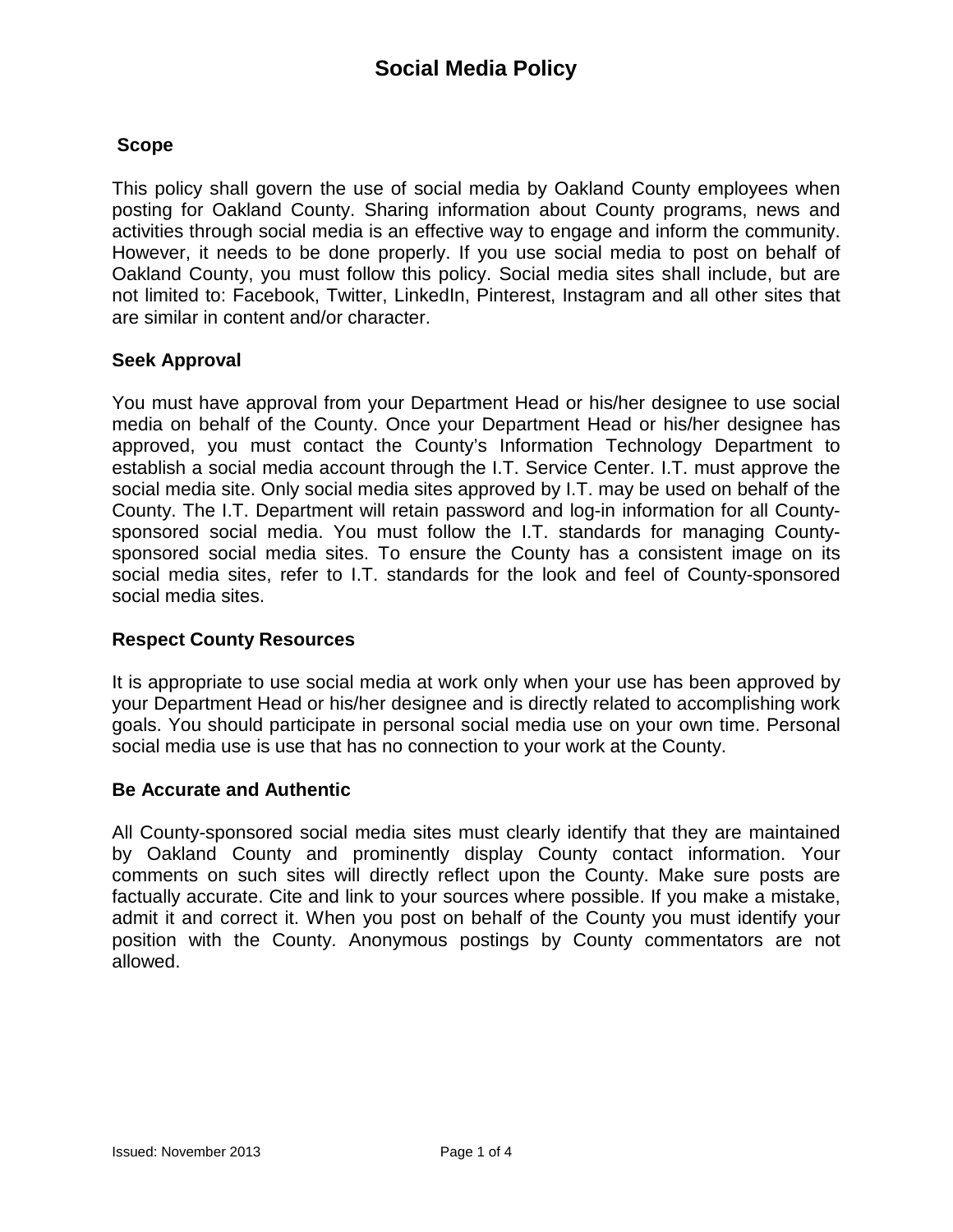# Social Media Policy

## Scope

This policy shall govern the use of social media by Oakland County employees when posting for Oakland County. Sharing information about County programs, news and activities through social media is an effective way to engage and inform the community. However, it needs to be done properly. If you use social media to post on behalf of Oakland County, you must follow this policy. Social media sites shall include, but are not limited to: Facebook, Twitter, LinkedIn, Pinterest, Instagram and all other sites that are similar in content and/or character.

## Seek Approval

You must have approval from your Department Head or his/her designee to use social media on behalf of the County. Once your Department Head or his/her designee has approved, you must contact the County's Information Technology Department to establish a social media account through the I.T. Service Center. I.T. must approve the social media site. Only social media sites approved by I.T. may be used on behalf of the County. The I.T. Department will retain password and log-in information for all County-sponsored social media. You must follow the I.T. standards for managing County-sponsored social media sites. To ensure the County has a consistent image on its social media sites, refer to I.T. standards for the look and feel of County-sponsored social media sites.

## Respect County Resources

It is appropriate to use social media at work only when your use has been approved by your Department Head or his/her designee and is directly related to accomplishing work goals. You should participate in personal social media use on your own time. Personal social media use is use that has no connection to your work at the County.

## Be Accurate and Authentic

All County-sponsored social media sites must clearly identify that they are maintained by Oakland County and prominently display County contact information. Your comments on such sites will directly reflect upon the County. Make sure posts are factually accurate. Cite and link to your sources where possible. If you make a mistake, admit it and correct it. When you post on behalf of the County you must identify your position with the County. Anonymous postings by County commentators are not allowed.

Issued: November 2013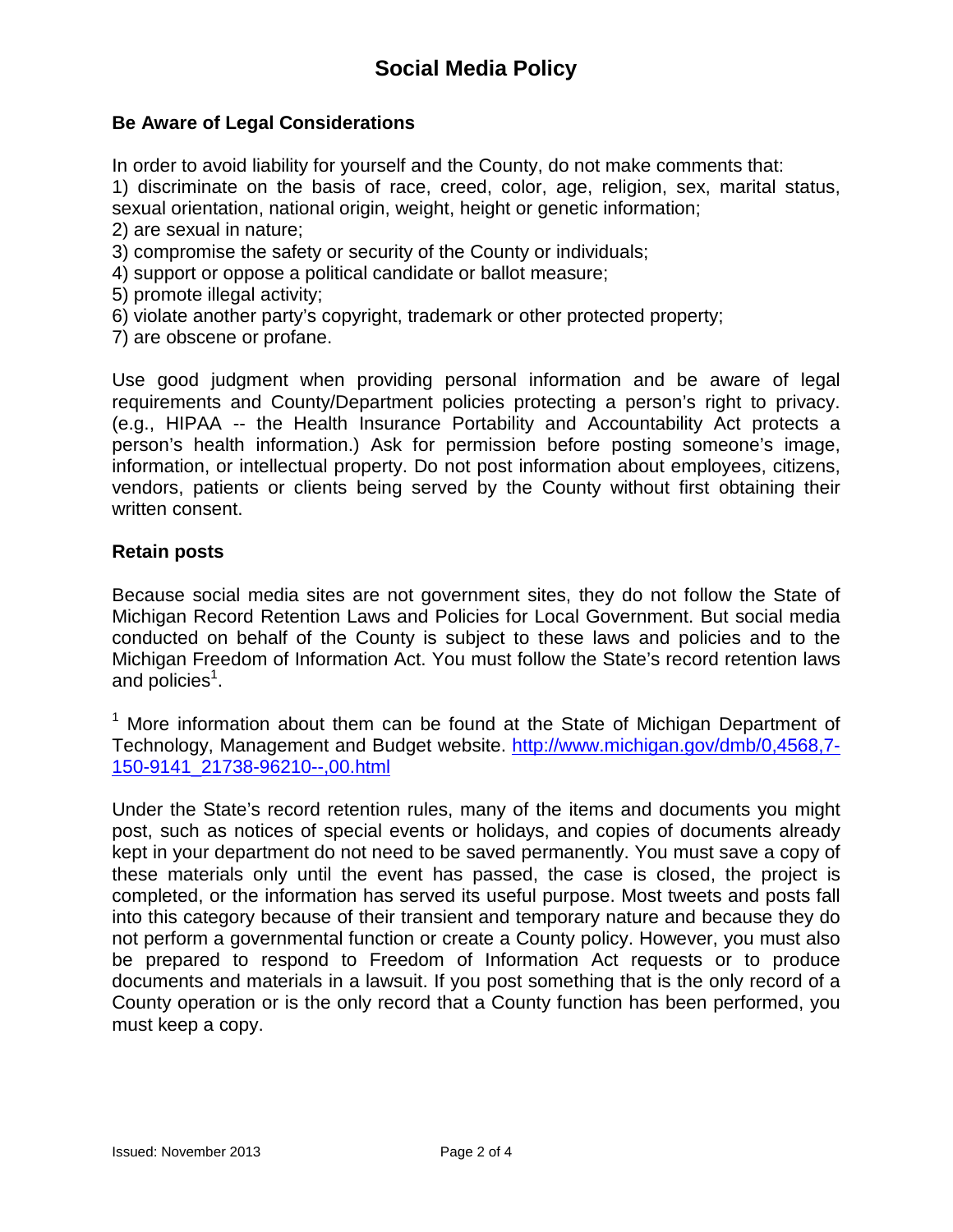# Social Media Policy

## Be Aware of Legal Considerations

In order to avoid liability for yourself and the County, do not make comments that:

1) discriminate on the basis of race, creed, color, age, religion, sex, marital status, sexual orientation, national origin, weight, height or genetic information;
2) are sexual in nature;
3) compromise the safety or security of the County or individuals;
4) support or oppose a political candidate or ballot measure;
5) promote illegal activity;
6) violate another party's copyright, trademark or other protected property;
7) are obscene or profane.

Use good judgment when providing personal information and be aware of legal requirements and County/Department policies protecting a person's right to privacy. (e.g., HIPAA -- the Health Insurance Portability and Accountability Act protects a person's health information.) Ask for permission before posting someone's image, information, or intellectual property. Do not post information about employees, citizens, vendors, patients or clients being served by the County without first obtaining their written consent.

## Retain posts

Because social media sites are not government sites, they do not follow the State of Michigan Record Retention Laws and Policies for Local Government. But social media conducted on behalf of the County is subject to these laws and policies and to the Michigan Freedom of Information Act. You must follow the State's record retention laws and policies[1].

[1] More information about them can be found at the State of Michigan Department of Technology, Management and Budget website. [http://www.michigan.gov/dmb/0,4568,7-150-9141_21738-96210--,00.html](http://www.michigan.gov/dmb/0,4568,7-150-9141_21738-96210--,00.html)

Under the State's record retention rules, many of the items and documents you might post, such as notices of special events or holidays, and copies of documents already kept in your department do not need to be saved permanently. You must save a copy of these materials only until the event has passed, the case is closed, the project is completed, or the information has served its useful purpose. Most tweets and posts fall into this category because of their transient and temporary nature and because they do not perform a governmental function or create a County policy. However, you must also be prepared to respond to Freedom of Information Act requests or to produce documents and materials in a lawsuit. If you post something that is the only record of a County operation or is the only record that a County function has been performed, you must keep a copy.

Issued: November 2013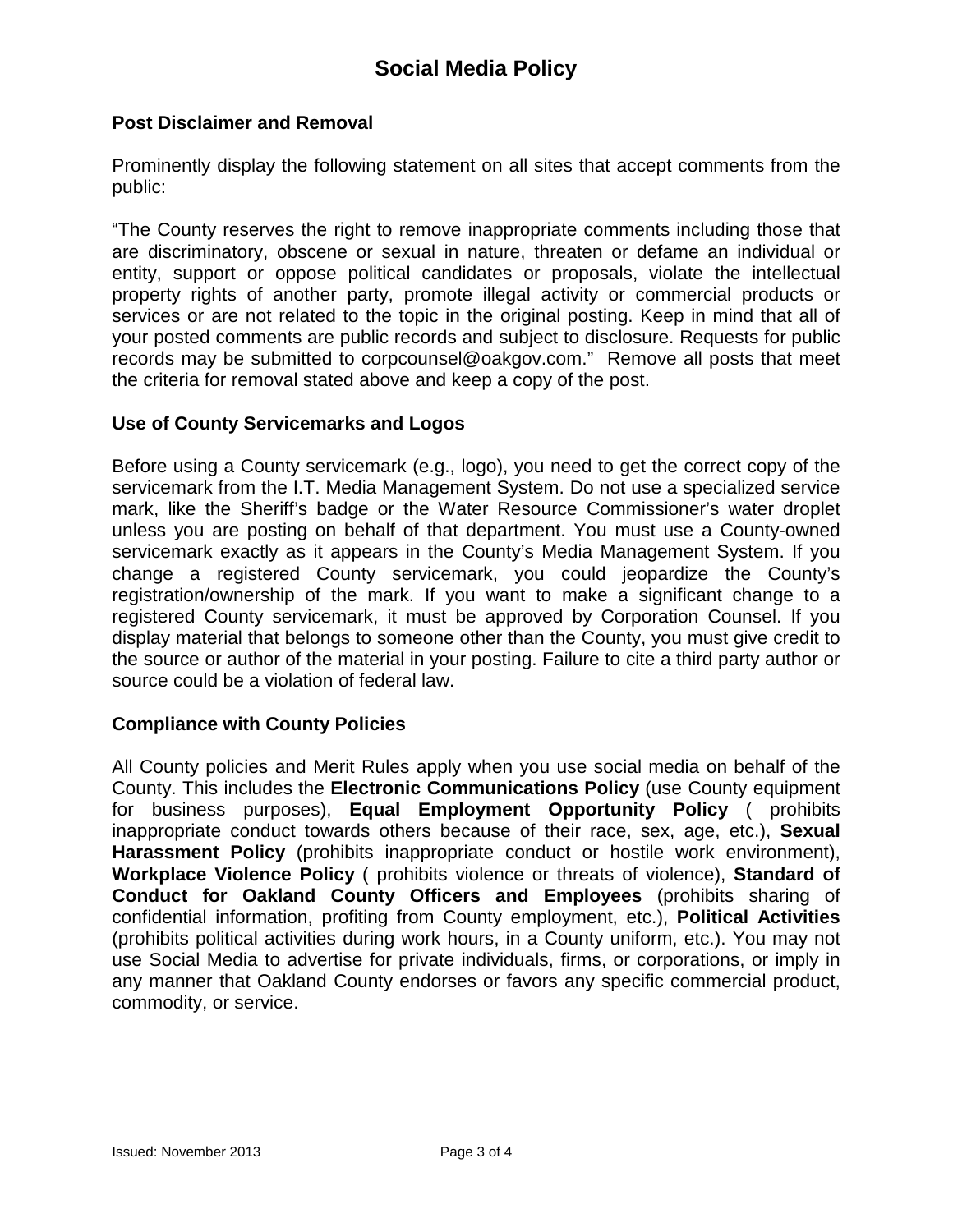# Social Media Policy

### Post Disclaimer and Removal

Prominently display the following statement on all sites that accept comments from the public:

"The County reserves the right to remove inappropriate comments including those that are discriminatory, obscene or sexual in nature, threaten or defame an individual or entity, support or oppose political candidates or proposals, violate the intellectual property rights of another party, promote illegal activity or commercial products or services or are not related to the topic in the original posting. Keep in mind that all of your posted comments are public records and subject to disclosure. Requests for public records may be submitted to corpcounsel@oakgov.com." Remove all posts that meet the criteria for removal stated above and keep a copy of the post.

### Use of County Servicemarks and Logos

Before using a County servicemark (e.g., logo), you need to get the correct copy of the servicemark from the I.T. Media Management System. Do not use a specialized service mark, like the Sheriff's badge or the Water Resource Commissioner's water droplet unless you are posting on behalf of that department. You must use a County-owned servicemark exactly as it appears in the County's Media Management System. If you change a registered County servicemark, you could jeopardize the County's registration/ownership of the mark. If you want to make a significant change to a registered County servicemark, it must be approved by Corporation Counsel. If you display material that belongs to someone other than the County, you must give credit to the source or author of the material in your posting. Failure to cite a third party author or source could be a violation of federal law.

### Compliance with County Policies

All County policies and Merit Rules apply when you use social media on behalf of the County. This includes the **Electronic Communications Policy** (use County equipment for business purposes), **Equal Employment Opportunity Policy** ( prohibits inappropriate conduct towards others because of their race, sex, age, etc.), **Sexual Harassment Policy** (prohibits inappropriate conduct or hostile work environment), **Workplace Violence Policy** ( prohibits violence or threats of violence), **Standard of Conduct for Oakland County Officers and Employees** (prohibits sharing of confidential information, profiting from County employment, etc.), **Political Activities** (prohibits political activities during work hours, in a County uniform, etc.). You may not use Social Media to advertise for private individuals, firms, or corporations, or imply in any manner that Oakland County endorses or favors any specific commercial product, commodity, or service.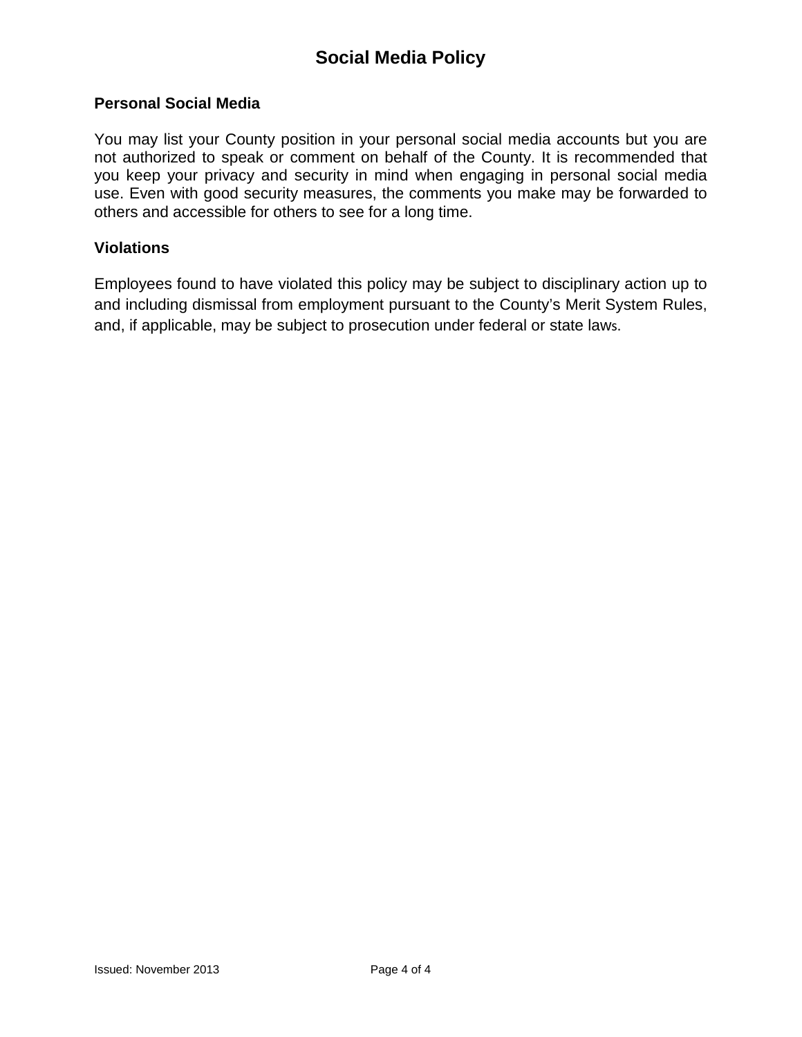# Social Media Policy

**Personal Social Media**

You may list your County position in your personal social media accounts but you are not authorized to speak or comment on behalf of the County. It is recommended that you keep your privacy and security in mind when engaging in personal social media use. Even with good security measures, the comments you make may be forwarded to others and accessible for others to see for a long time.

**Violations**

Employees found to have violated this policy may be subject to disciplinary action up to and including dismissal from employment pursuant to the County's Merit System Rules, and, if applicable, may be subject to prosecution under federal or state laws.